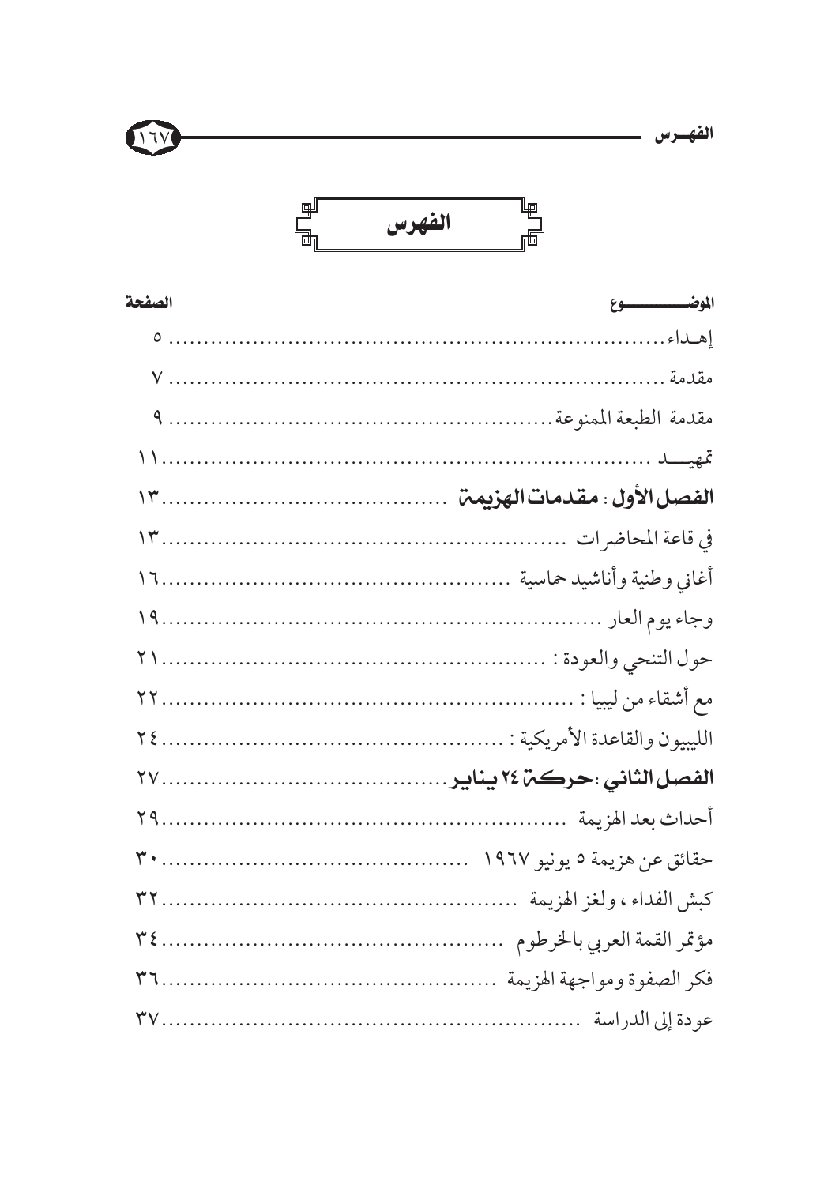# الفهرس

| الموضـــــــوع | الصفحة |
| --- | --- |
| إهـداء | ٥ |
| مقدمة | ٧ |
| مقدمة الطبعة الممنوعة | ٩ |
| تمهيـــد | ١١ |
| **الفصل الأول : مقدمات الهزيمة** | ١٣ |
| في قاعة المحاضرات | ١٣ |
| أغاني وطنية وأناشيد حماسية | ١٦ |
| وجاء يوم العار | ١٩ |
| حول التنحي والعودة : | ٢١ |
| مع أشقاء من ليبيا : | ٢٢ |
| الليبيون والقاعدة الأمريكية : | ٢٤ |
| **الفصل الثاني : حركة ٢٤ يناير** | ٢٧ |
| أحداث بعد الهزيمة | ٢٩ |
| حقائق عن هزيمة ٥ يونيو ١٩٦٧ | ٣٠ |
| كبش الفداء ، ولغز الهزيمة | ٣٢ |
| مؤتمر القمة العربي بالخرطوم | ٣٤ |
| فكر الصفوة ومواجهة الهزيمة | ٣٦ |
| عودة إلى الدراسة | ٣٧ |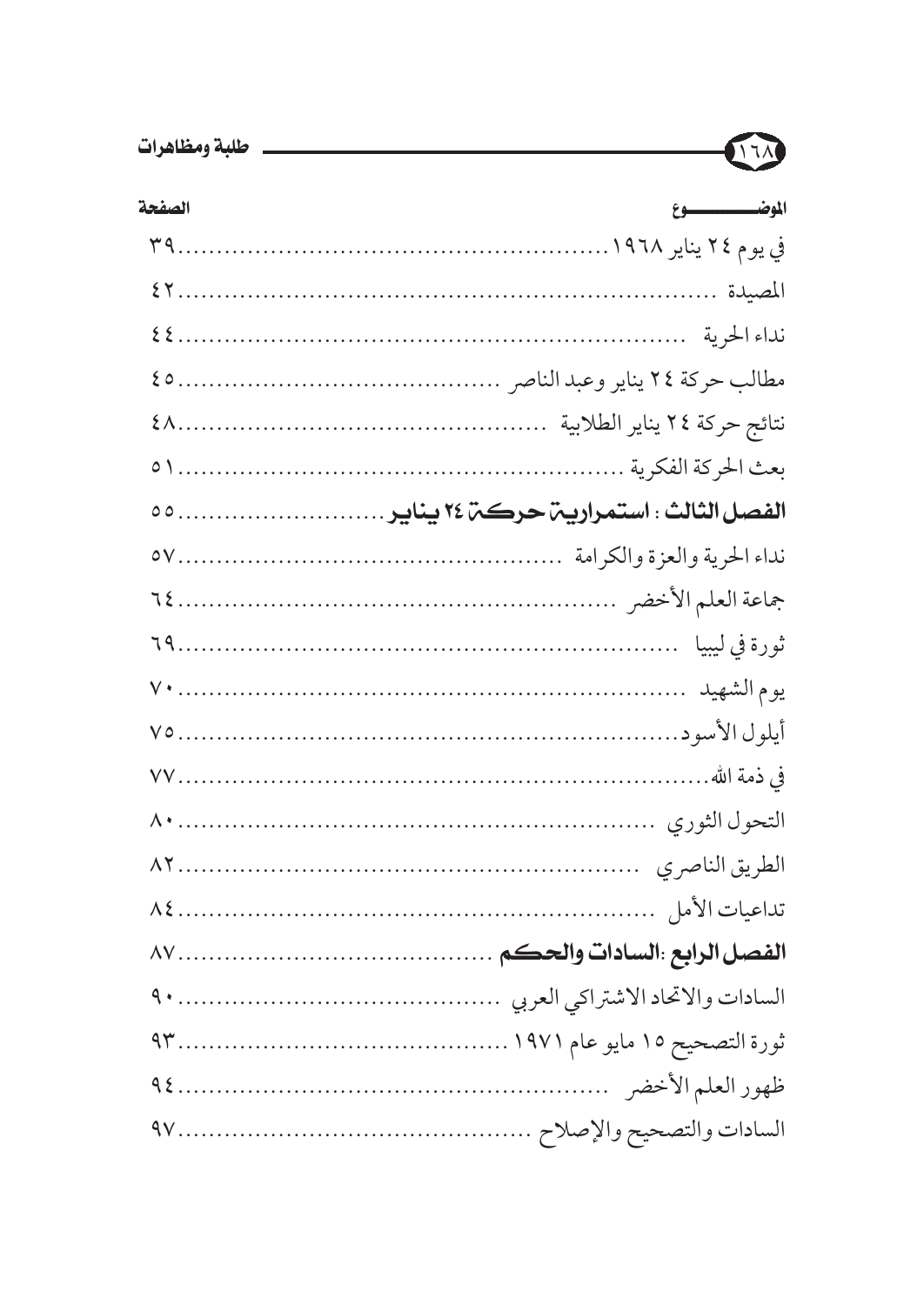| الموضـــوع | الصفحة |
| --- | --- |
| في يوم ٢٤ يناير ١٩٦٨ | ٣٩ |
| المصيدة | ٤٢ |
| نداء الحرية | ٤٤ |
| مطالب حركة ٢٤ يناير وعبد الناصر | ٤٥ |
| نتائج حركة ٢٤ يناير الطلابية | ٤٨ |
| بعث الحركة الفكرية | ٥١ |
| **الفصل الثالث : استمرارية حركة ٢٤ يناير** | ٥٥ |
| نداء الحرية والعزة والكرامة | ٥٧ |
| جماعة العلم الأخضر | ٦٤ |
| ثورة في ليبيا | ٦٩ |
| يوم الشهيد | ٧٠ |
| أيلول الأسود | ٧٥ |
| في ذمة الله | ٧٧ |
| التحول الثوري | ٨٠ |
| الطريق الناصري | ٨٢ |
| تداعيات الأمل | ٨٤ |
| **الفصل الرابع :السادات والحكم** | ٨٧ |
| السادات والاتحاد الاشتراكي العربي | ٩٠ |
| ثورة التصحيح ١٥ مايو عام ١٩٧١ | ٩٣ |
| ظهور العلم الأخضر | ٩٤ |
| السادات والتصحيح والإصلاح | ٩٧ |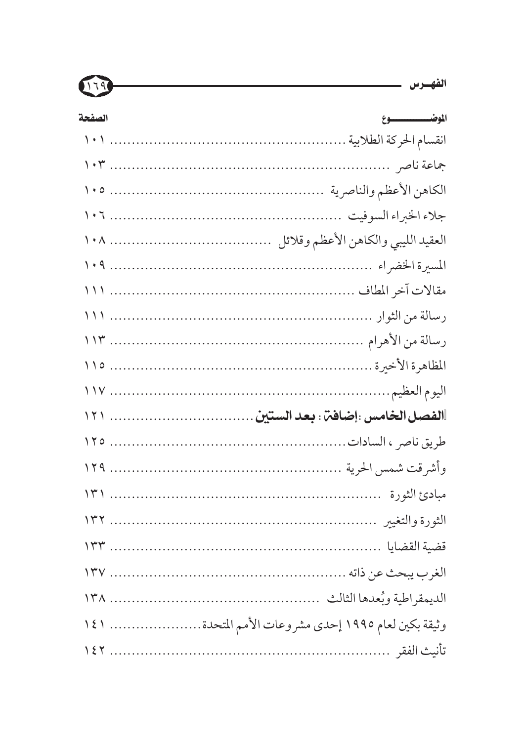| الموضـــــــوع | الصفحة |
| --- | --- |
| انقسام الحركة الطلابية | ١٠١ |
| جماعة ناصر | ١٠٣ |
| الكاهن الأعظم والناصرية | ١٠٥ |
| جلاء الخبراء السوفيت | ١٠٦ |
| العقيد الليبي والكاهن الأعظم وقلائل | ١٠٨ |
| المسيرة الخضراء | ١٠٩ |
| مقالات آخر المطاف | ١١١ |
| رسالة من الثوار | ١١١ |
| رسالة من الأهرام | ١١٣ |
| المظاهرة الأخيرة | ١١٥ |
| اليوم العظيم | ١١٧ |
| **الفصل الخامس :إضافة : بعد الستين** | ١٢١ |
| طريق ناصر ، السادات | ١٢٥ |
| وأشرقت شمس الحرية | ١٢٩ |
| مبادئ الثورة | ١٣١ |
| الثورة والتغيير | ١٣٢ |
| قضية القضايا | ١٣٣ |
| الغرب يبحث عن ذاته | ١٣٧ |
| الديمقراطية وبُعدها الثالث | ١٣٨ |
| وثيقة بكين لعام ١٩٩٥ إحدى مشروعات الأمم المتحدة | ١٤١ |
| تأنيث الفقر | ١٤٢ |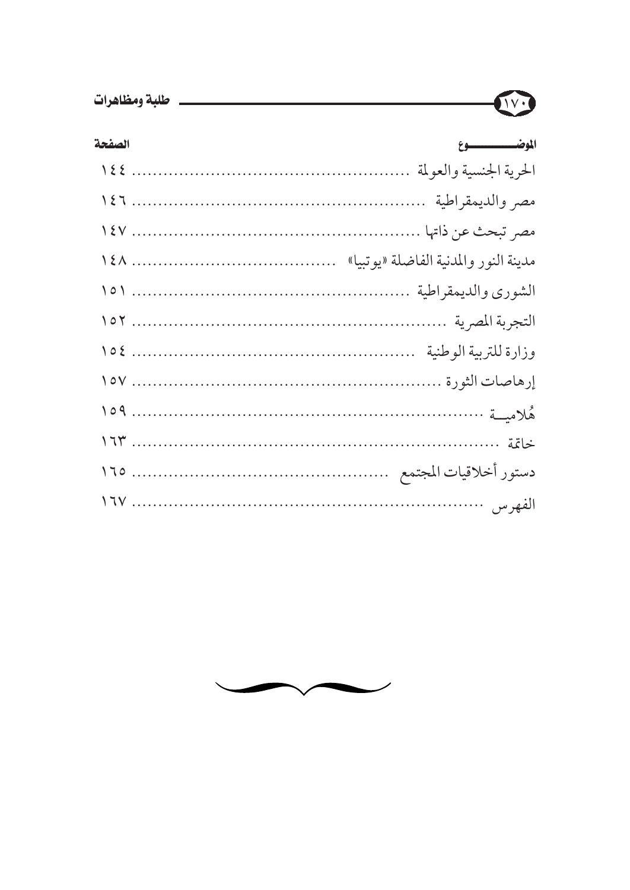| الموضـــــــوع | الصفحة |
| --- | --- |
| الحرية الجنسية والعولمة | ١٤٤ |
| مصر والديمقراطية | ١٤٦ |
| مصر تبحث عن ذاتها | ١٤٧ |
| مدينة النور والمدنية الفاضلة «يوتبيا» | ١٤٨ |
| الشورى والديمقراطية | ١٥١ |
| التجربة المصرية | ١٥٢ |
| وزارة للتربية الوطنية | ١٥٤ |
| إرهاصات الثورة | ١٥٧ |
| هُلاميــة | ١٥٩ |
| خاتمة | ١٦٣ |
| دستور أخلاقيات المجتمع | ١٦٥ |
| الفهرس | ١٦٧ |